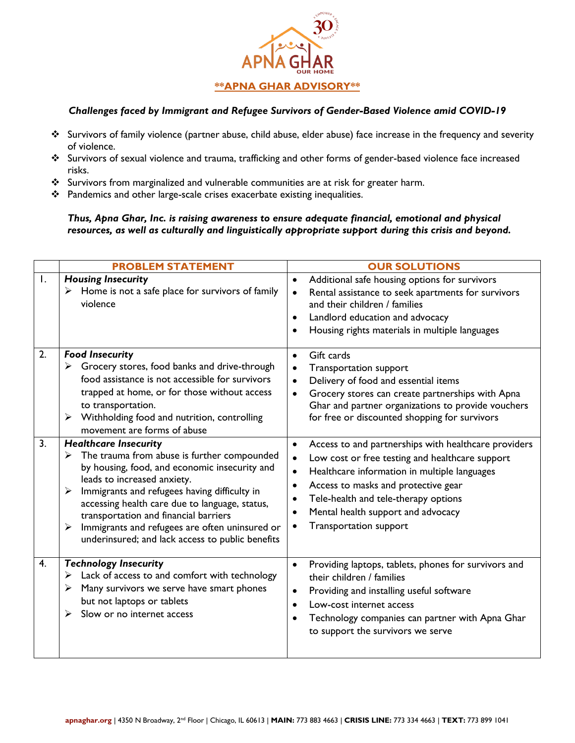**APNA GHAR**
OUR HOME

## **APNA GHAR ADVISORY**

### *Challenges faced by Immigrant and Refugee Survivors of Gender-Based Violence amid COVID-19*

- Survivors of family violence (partner abuse, child abuse, elder abuse) face increase in the frequency and severity of violence.
- Survivors of sexual violence and trauma, trafficking and other forms of gender-based violence face increased risks.
- Survivors from marginalized and vulnerable communities are at risk for greater harm.
- Pandemics and other large-scale crises exacerbate existing inequalities.

***Thus, Apna Ghar, Inc. is raising awareness to ensure adequate financial, emotional and physical resources, as well as culturally and linguistically appropriate support during this crisis and beyond.***

| | PROBLEM STATEMENT | OUR SOLUTIONS |
|---|---|---|
| 1. | ***Housing Insecurity***<br>➢ Home is not a safe place for survivors of family violence | • Additional safe housing options for survivors<br>• Rental assistance to seek apartments for survivors and their children / families<br>• Landlord education and advocacy<br>• Housing rights materials in multiple languages |
| 2. | ***Food Insecurity***<br>➢ Grocery stores, food banks and drive-through food assistance is not accessible for survivors trapped at home, or for those without access to transportation.<br>➢ Withholding food and nutrition, controlling movement are forms of abuse | • Gift cards<br>• Transportation support<br>• Delivery of food and essential items<br>• Grocery stores can create partnerships with Apna Ghar and partner organizations to provide vouchers for free or discounted shopping for survivors |
| 3. | ***Healthcare Insecurity***<br>➢ The trauma from abuse is further compounded by housing, food, and economic insecurity and leads to increased anxiety.<br>➢ Immigrants and refugees having difficulty in accessing health care due to language, status, transportation and financial barriers<br>➢ Immigrants and refugees are often uninsured or underinsured; and lack access to public benefits | • Access to and partnerships with healthcare providers<br>• Low cost or free testing and healthcare support<br>• Healthcare information in multiple languages<br>• Access to masks and protective gear<br>• Tele-health and tele-therapy options<br>• Mental health support and advocacy<br>• Transportation support |
| 4. | ***Technology Insecurity***<br>➢ Lack of access to and comfort with technology<br>➢ Many survivors we serve have smart phones but not laptops or tablets<br>➢ Slow or no internet access | • Providing laptops, tablets, phones for survivors and their children / families<br>• Providing and installing useful software<br>• Low-cost internet access<br>• Technology companies can partner with Apna Ghar to support the survivors we serve |

**apnaghar.org** | 4350 N Broadway, 2nd Floor | Chicago, IL 60613 | **MAIN:** 773 883 4663 | **CRISIS LINE:** 773 334 4663 | **TEXT:** 773 899 1041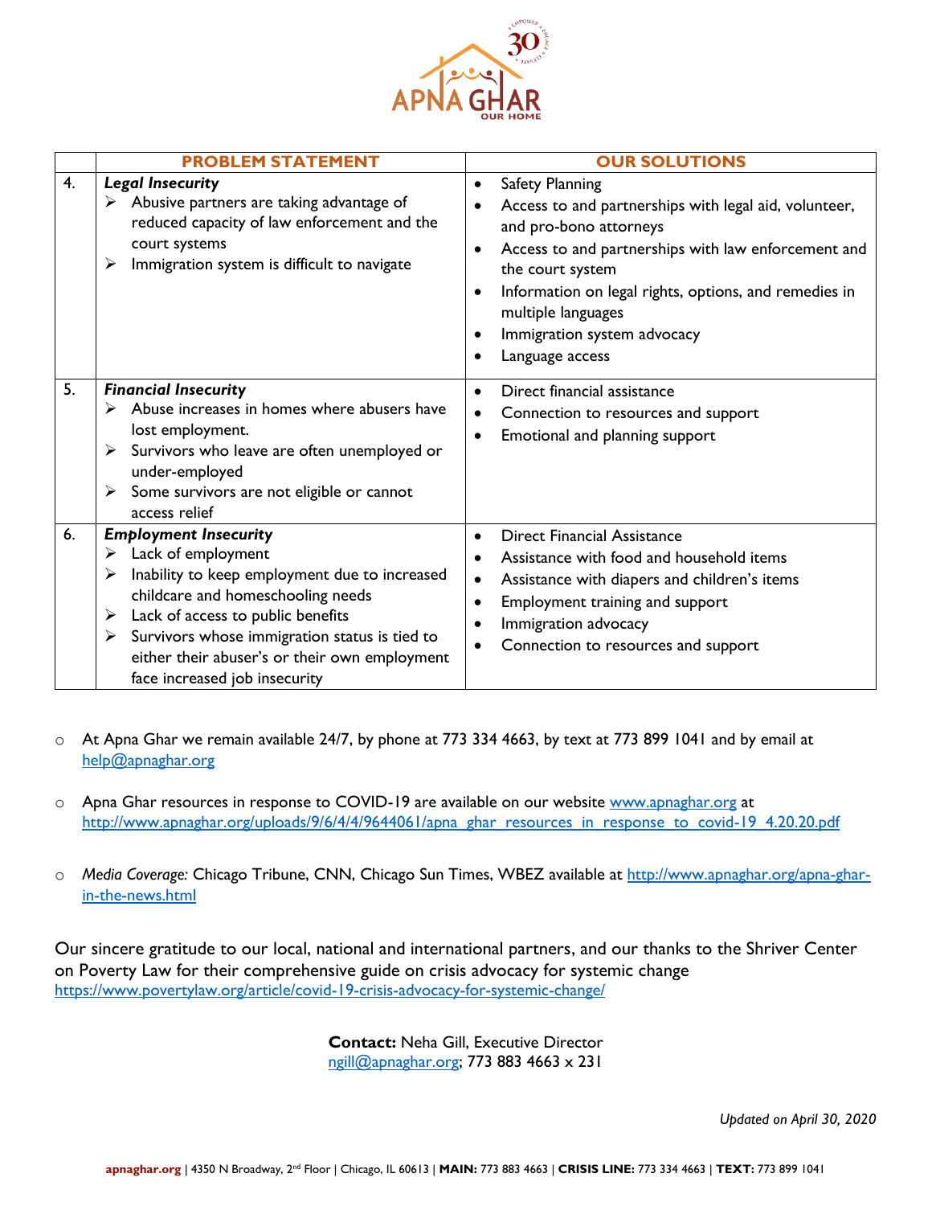APNA GHAR
OUR HOME

| | PROBLEM STATEMENT | OUR SOLUTIONS |
|---|---|---|
| 4. | ***Legal Insecurity***<br>➢ Abusive partners are taking advantage of reduced capacity of law enforcement and the court systems<br>➢ Immigration system is difficult to navigate | • Safety Planning<br>• Access to and partnerships with legal aid, volunteer, and pro-bono attorneys<br>• Access to and partnerships with law enforcement and the court system<br>• Information on legal rights, options, and remedies in multiple languages<br>• Immigration system advocacy<br>• Language access |
| 5. | ***Financial Insecurity***<br>➢ Abuse increases in homes where abusers have lost employment.<br>➢ Survivors who leave are often unemployed or under-employed<br>➢ Some survivors are not eligible or cannot access relief | • Direct financial assistance<br>• Connection to resources and support<br>• Emotional and planning support |
| 6. | ***Employment Insecurity***<br>➢ Lack of employment<br>➢ Inability to keep employment due to increased childcare and homeschooling needs<br>➢ Lack of access to public benefits<br>➢ Survivors whose immigration status is tied to either their abuser's or their own employment face increased job insecurity | • Direct Financial Assistance<br>• Assistance with food and household items<br>• Assistance with diapers and children's items<br>• Employment training and support<br>• Immigration advocacy<br>• Connection to resources and support |

- At Apna Ghar we remain available 24/7, by phone at 773 334 4663, by text at 773 899 1041 and by email at help@apnaghar.org

- Apna Ghar resources in response to COVID-19 are available on our website www.apnaghar.org at http://www.apnaghar.org/uploads/9/6/4/4/9644061/apna_ghar_resources_in_response_to_covid-19_4.20.20.pdf

- *Media Coverage:* Chicago Tribune, CNN, Chicago Sun Times, WBEZ available at http://www.apnaghar.org/apna-ghar-in-the-news.html

Our sincere gratitude to our local, national and international partners, and our thanks to the Shriver Center on Poverty Law for their comprehensive guide on crisis advocacy for systemic change https://www.povertylaw.org/article/covid-19-crisis-advocacy-for-systemic-change/

**Contact:** Neha Gill, Executive Director
ngill@apnaghar.org; 773 883 4663 x 231

*Updated on April 30, 2020*

**apnaghar.org** | 4350 N Broadway, 2nd Floor | Chicago, IL 60613 | **MAIN:** 773 883 4663 | **CRISIS LINE:** 773 334 4663 | **TEXT:** 773 899 1041